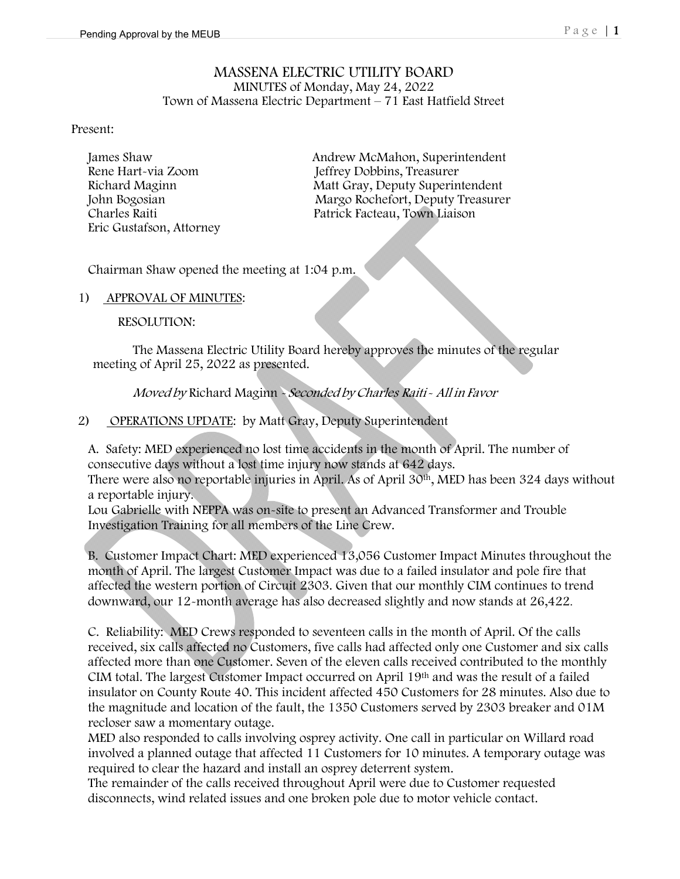# MASSENA ELECTRIC UTILITY BOARD

MINUTES of Monday, May 24, 2022

Town of Massena Electric Department – 71 East Hatfield Street

Present:

James Shaw
Rene Hart-via Zoom
Richard Maginn
John Bogosian
Charles Raiti
Eric Gustafson, Attorney

Andrew McMahon, Superintendent
Jeffrey Dobbins, Treasurer
Matt Gray, Deputy Superintendent
Margo Rochefort, Deputy Treasurer
Patrick Facteau, Town Liaison

Chairman Shaw opened the meeting at 1:04 p.m.

1) APPROVAL OF MINUTES:

RESOLUTION:

The Massena Electric Utility Board hereby approves the minutes of the regular meeting of April 25, 2022 as presented.

*Moved by* Richard Maginn - *Seconded by Charles Raiti - All in Favor*

2) OPERATIONS UPDATE: by Matt Gray, Deputy Superintendent

A. Safety: MED experienced no lost time accidents in the month of April. The number of consecutive days without a lost time injury now stands at 642 days.
There were also no reportable injuries in April. As of April 30th, MED has been 324 days without a reportable injury.
Lou Gabrielle with NEPPA was on-site to present an Advanced Transformer and Trouble Investigation Training for all members of the Line Crew.

B. Customer Impact Chart: MED experienced 13,056 Customer Impact Minutes throughout the month of April. The largest Customer Impact was due to a failed insulator and pole fire that affected the western portion of Circuit 2303. Given that our monthly CIM continues to trend downward, our 12-month average has also decreased slightly and now stands at 26,422.

C. Reliability: MED Crews responded to seventeen calls in the month of April. Of the calls received, six calls affected no Customers, five calls had affected only one Customer and six calls affected more than one Customer. Seven of the eleven calls received contributed to the monthly CIM total. The largest Customer Impact occurred on April 19th and was the result of a failed insulator on County Route 40. This incident affected 450 Customers for 28 minutes. Also due to the magnitude and location of the fault, the 1350 Customers served by 2303 breaker and 01M recloser saw a momentary outage.
MED also responded to calls involving osprey activity. One call in particular on Willard road involved a planned outage that affected 11 Customers for 10 minutes. A temporary outage was required to clear the hazard and install an osprey deterrent system.
The remainder of the calls received throughout April were due to Customer requested disconnects, wind related issues and one broken pole due to motor vehicle contact.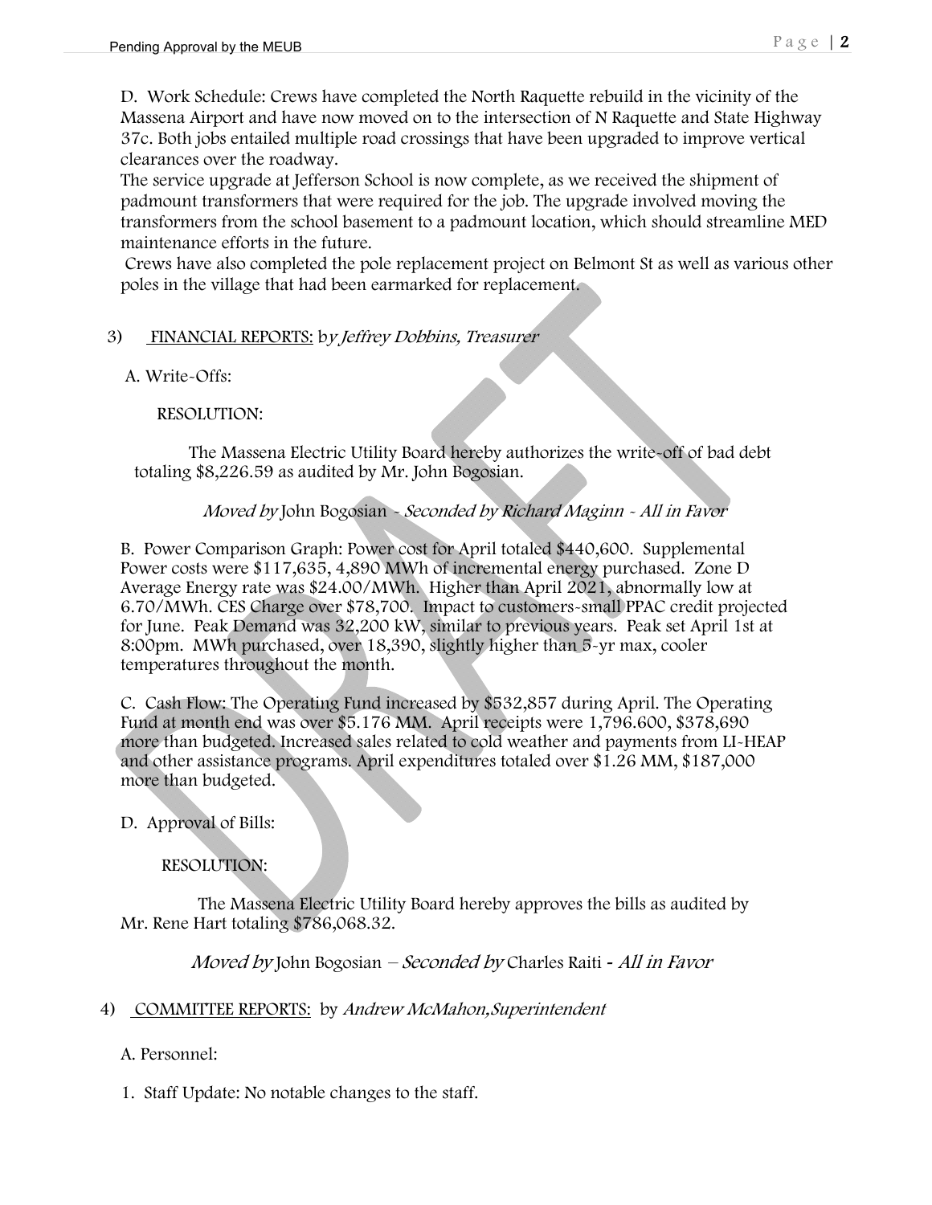D. Work Schedule: Crews have completed the North Raquette rebuild in the vicinity of the Massena Airport and have now moved on to the intersection of N Raquette and State Highway 37c. Both jobs entailed multiple road crossings that have been upgraded to improve vertical clearances over the roadway.

The service upgrade at Jefferson School is now complete, as we received the shipment of padmount transformers that were required for the job. The upgrade involved moving the transformers from the school basement to a padmount location, which should streamline MED maintenance efforts in the future.

Crews have also completed the pole replacement project on Belmont St as well as various other poles in the village that had been earmarked for replacement.

3) FINANCIAL REPORTS: b*y Jeffrey Dobbins, Treasurer*

A. Write-Offs:

RESOLUTION:

The Massena Electric Utility Board hereby authorizes the write-off of bad debt totaling $8,226.59 as audited by Mr. John Bogosian.

*Moved by* John Bogosian - *Seconded by Richard Maginn - All in Favor*

B. Power Comparison Graph: Power cost for April totaled $440,600. Supplemental Power costs were $117,635, 4,890 MWh of incremental energy purchased. Zone D Average Energy rate was $24.00/MWh. Higher than April 2021, abnormally low at 6.70/MWh. CES Charge over $78,700. Impact to customers-small PPAC credit projected for June. Peak Demand was 32,200 kW, similar to previous years. Peak set April 1st at 8:00pm. MWh purchased, over 18,390, slightly higher than 5-yr max, cooler temperatures throughout the month.

C. Cash Flow: The Operating Fund increased by $532,857 during April. The Operating Fund at month end was over $5.176 MM. April receipts were 1,796.600, $378,690 more than budgeted. Increased sales related to cold weather and payments from LI-HEAP and other assistance programs. April expenditures totaled over $1.26 MM, $187,000 more than budgeted.

D. Approval of Bills:

RESOLUTION:

The Massena Electric Utility Board hereby approves the bills as audited by Mr. Rene Hart totaling $786,068.32.

*Moved by* John Bogosian – *Seconded by* Charles Raiti - *All in Favor*

4) COMMITTEE REPORTS: by *Andrew McMahon,Superintendent*

A. Personnel:

1. Staff Update: No notable changes to the staff.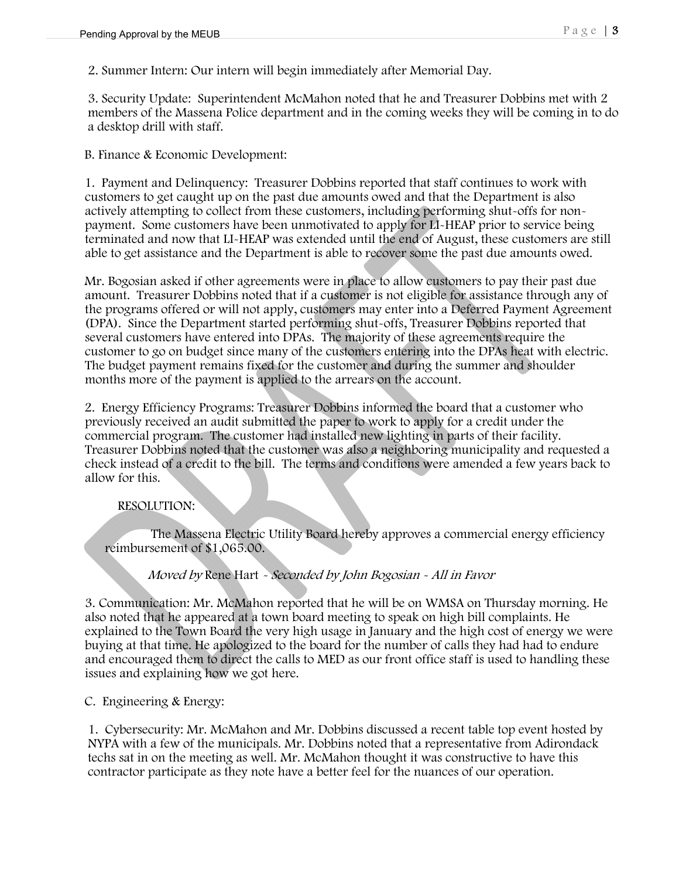2. Summer Intern: Our intern will begin immediately after Memorial Day.

3. Security Update: Superintendent McMahon noted that he and Treasurer Dobbins met with 2 members of the Massena Police department and in the coming weeks they will be coming in to do a desktop drill with staff.

B. Finance & Economic Development:

1. Payment and Delinquency: Treasurer Dobbins reported that staff continues to work with customers to get caught up on the past due amounts owed and that the Department is also actively attempting to collect from these customers, including performing shut-offs for non-payment. Some customers have been unmotivated to apply for LI-HEAP prior to service being terminated and now that LI-HEAP was extended until the end of August, these customers are still able to get assistance and the Department is able to recover some the past due amounts owed.

Mr. Bogosian asked if other agreements were in place to allow customers to pay their past due amount. Treasurer Dobbins noted that if a customer is not eligible for assistance through any of the programs offered or will not apply, customers may enter into a Deferred Payment Agreement (DPA). Since the Department started performing shut-offs, Treasurer Dobbins reported that several customers have entered into DPAs. The majority of these agreements require the customer to go on budget since many of the customers entering into the DPAs heat with electric. The budget payment remains fixed for the customer and during the summer and shoulder months more of the payment is applied to the arrears on the account.

2. Energy Efficiency Programs: Treasurer Dobbins informed the board that a customer who previously received an audit submitted the paper to work to apply for a credit under the commercial program. The customer had installed new lighting in parts of their facility. Treasurer Dobbins noted that the customer was also a neighboring municipality and requested a check instead of a credit to the bill. The terms and conditions were amended a few years back to allow for this.

RESOLUTION:

The Massena Electric Utility Board hereby approves a commercial energy efficiency reimbursement of $1,065.00.

*Moved by* Rene Hart - *Seconded by John Bogosian - All in Favor*

3. Communication: Mr. McMahon reported that he will be on WMSA on Thursday morning. He also noted that he appeared at a town board meeting to speak on high bill complaints. He explained to the Town Board the very high usage in January and the high cost of energy we were buying at that time. He apologized to the board for the number of calls they had had to endure and encouraged them to direct the calls to MED as our front office staff is used to handling these issues and explaining how we got here.

C. Engineering & Energy:

1. Cybersecurity: Mr. McMahon and Mr. Dobbins discussed a recent table top event hosted by NYPA with a few of the municipals. Mr. Dobbins noted that a representative from Adirondack techs sat in on the meeting as well. Mr. McMahon thought it was constructive to have this contractor participate as they note have a better feel for the nuances of our operation.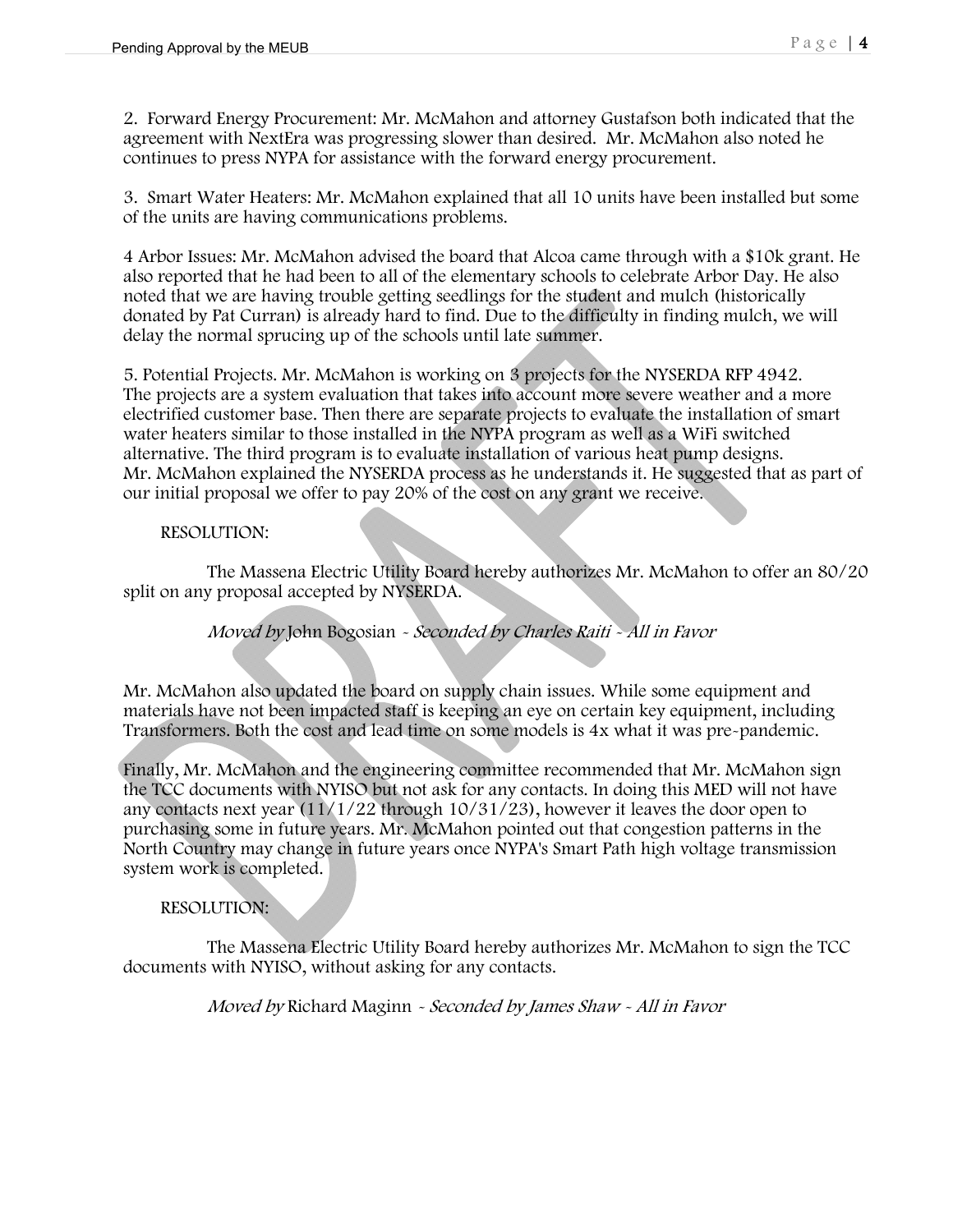2. Forward Energy Procurement: Mr. McMahon and attorney Gustafson both indicated that the agreement with NextEra was progressing slower than desired. Mr. McMahon also noted he continues to press NYPA for assistance with the forward energy procurement.

3. Smart Water Heaters: Mr. McMahon explained that all 10 units have been installed but some of the units are having communications problems.

4 Arbor Issues: Mr. McMahon advised the board that Alcoa came through with a $10k grant. He also reported that he had been to all of the elementary schools to celebrate Arbor Day. He also noted that we are having trouble getting seedlings for the student and mulch (historically donated by Pat Curran) is already hard to find. Due to the difficulty in finding mulch, we will delay the normal sprucing up of the schools until late summer.

5. Potential Projects. Mr. McMahon is working on 3 projects for the NYSERDA RFP 4942. The projects are a system evaluation that takes into account more severe weather and a more electrified customer base. Then there are separate projects to evaluate the installation of smart water heaters similar to those installed in the NYPA program as well as a WiFi switched alternative. The third program is to evaluate installation of various heat pump designs. Mr. McMahon explained the NYSERDA process as he understands it. He suggested that as part of our initial proposal we offer to pay 20% of the cost on any grant we receive.

RESOLUTION:

The Massena Electric Utility Board hereby authorizes Mr. McMahon to offer an 80/20 split on any proposal accepted by NYSERDA.

*Moved by* John Bogosian - *Seconded by Charles Raiti - All in Favor*

Mr. McMahon also updated the board on supply chain issues. While some equipment and materials have not been impacted staff is keeping an eye on certain key equipment, including Transformers. Both the cost and lead time on some models is 4x what it was pre-pandemic.

Finally, Mr. McMahon and the engineering committee recommended that Mr. McMahon sign the TCC documents with NYISO but not ask for any contacts. In doing this MED will not have any contacts next year (11/1/22 through 10/31/23), however it leaves the door open to purchasing some in future years. Mr. McMahon pointed out that congestion patterns in the North Country may change in future years once NYPA's Smart Path high voltage transmission system work is completed.

RESOLUTION:

The Massena Electric Utility Board hereby authorizes Mr. McMahon to sign the TCC documents with NYISO, without asking for any contacts.

*Moved by* Richard Maginn - *Seconded by James Shaw - All in Favor*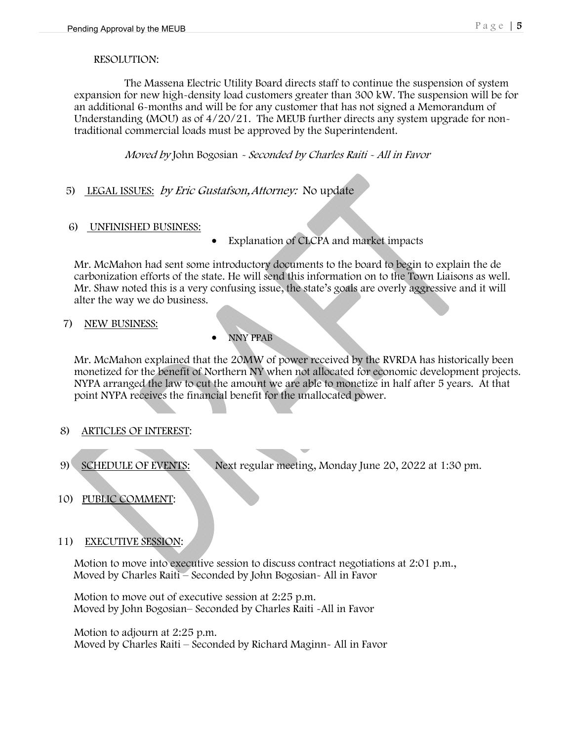RESOLUTION:

The Massena Electric Utility Board directs staff to continue the suspension of system expansion for new high-density load customers greater than 300 kW. The suspension will be for an additional 6-months and will be for any customer that has not signed a Memorandum of Understanding (MOU) as of 4/20/21. The MEUB further directs any system upgrade for non-traditional commercial loads must be approved by the Superintendent.

*Moved by* John Bogosian - *Seconded by Charles Raiti - All in Favor*

5) LEGAL ISSUES: *by Eric Gustafson, Attorney:* No update

6) UNFINISHED BUSINESS:

- Explanation of CLCPA and market impacts

Mr. McMahon had sent some introductory documents to the board to begin to explain the de carbonization efforts of the state. He will send this information on to the Town Liaisons as well. Mr. Shaw noted this is a very confusing issue, the state's goals are overly aggressive and it will alter the way we do business.

7) NEW BUSINESS:

- NNY PPAB

Mr. McMahon explained that the 20MW of power received by the RVRDA has historically been monetized for the benefit of Northern NY when not allocated for economic development projects. NYPA arranged the law to cut the amount we are able to monetize in half after 5 years. At that point NYPA receives the financial benefit for the unallocated power.

8) ARTICLES OF INTEREST:

9) SCHEDULE OF EVENTS: Next regular meeting, Monday June 20, 2022 at 1:30 pm.

10) PUBLIC COMMENT:

11) EXECUTIVE SESSION:

Motion to move into executive session to discuss contract negotiations at 2:01 p.m.,
Moved by Charles Raiti – Seconded by John Bogosian- All in Favor

Motion to move out of executive session at 2:25 p.m.
Moved by John Bogosian– Seconded by Charles Raiti -All in Favor

Motion to adjourn at 2:25 p.m.
Moved by Charles Raiti – Seconded by Richard Maginn- All in Favor